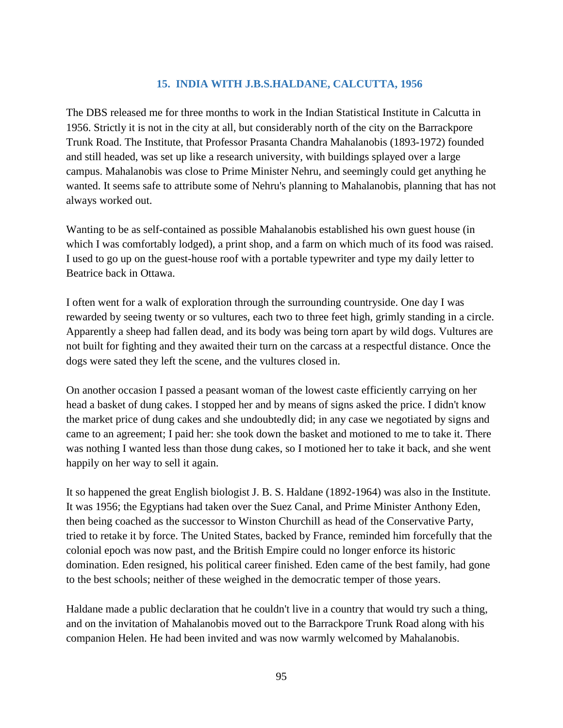## 15. INDIA WITH J.B.S.HALDANE, CALCUTTA, 1956

The DBS released me for three months to work in the Indian Statistical Institute in Calcutta in 1956. Strictly it is not in the city at all, but considerably north of the city on the Barrackpore Trunk Road. The Institute, that Professor Prasanta Chandra Mahalanobis (1893-1972) founded and still headed, was set up like a research university, with buildings splayed over a large campus. Mahalanobis was close to Prime Minister Nehru, and seemingly could get anything he wanted. It seems safe to attribute some of Nehru's planning to Mahalanobis, planning that has not always worked out.

Wanting to be as self-contained as possible Mahalanobis established his own guest house (in which I was comfortably lodged), a print shop, and a farm on which much of its food was raised. I used to go up on the guest-house roof with a portable typewriter and type my daily letter to Beatrice back in Ottawa.

I often went for a walk of exploration through the surrounding countryside. One day I was rewarded by seeing twenty or so vultures, each two to three feet high, grimly standing in a circle. Apparently a sheep had fallen dead, and its body was being torn apart by wild dogs. Vultures are not built for fighting and they awaited their turn on the carcass at a respectful distance. Once the dogs were sated they left the scene, and the vultures closed in.

On another occasion I passed a peasant woman of the lowest caste efficiently carrying on her head a basket of dung cakes. I stopped her and by means of signs asked the price. I didn't know the market price of dung cakes and she undoubtedly did; in any case we negotiated by signs and came to an agreement; I paid her: she took down the basket and motioned to me to take it. There was nothing I wanted less than those dung cakes, so I motioned her to take it back, and she went happily on her way to sell it again.

It so happened the great English biologist J. B. S. Haldane (1892-1964) was also in the Institute. It was 1956; the Egyptians had taken over the Suez Canal, and Prime Minister Anthony Eden, then being coached as the successor to Winston Churchill as head of the Conservative Party, tried to retake it by force. The United States, backed by France, reminded him forcefully that the colonial epoch was now past, and the British Empire could no longer enforce its historic domination. Eden resigned, his political career finished. Eden came of the best family, had gone to the best schools; neither of these weighed in the democratic temper of those years.

Haldane made a public declaration that he couldn't live in a country that would try such a thing, and on the invitation of Mahalanobis moved out to the Barrackpore Trunk Road along with his companion Helen. He had been invited and was now warmly welcomed by Mahalanobis.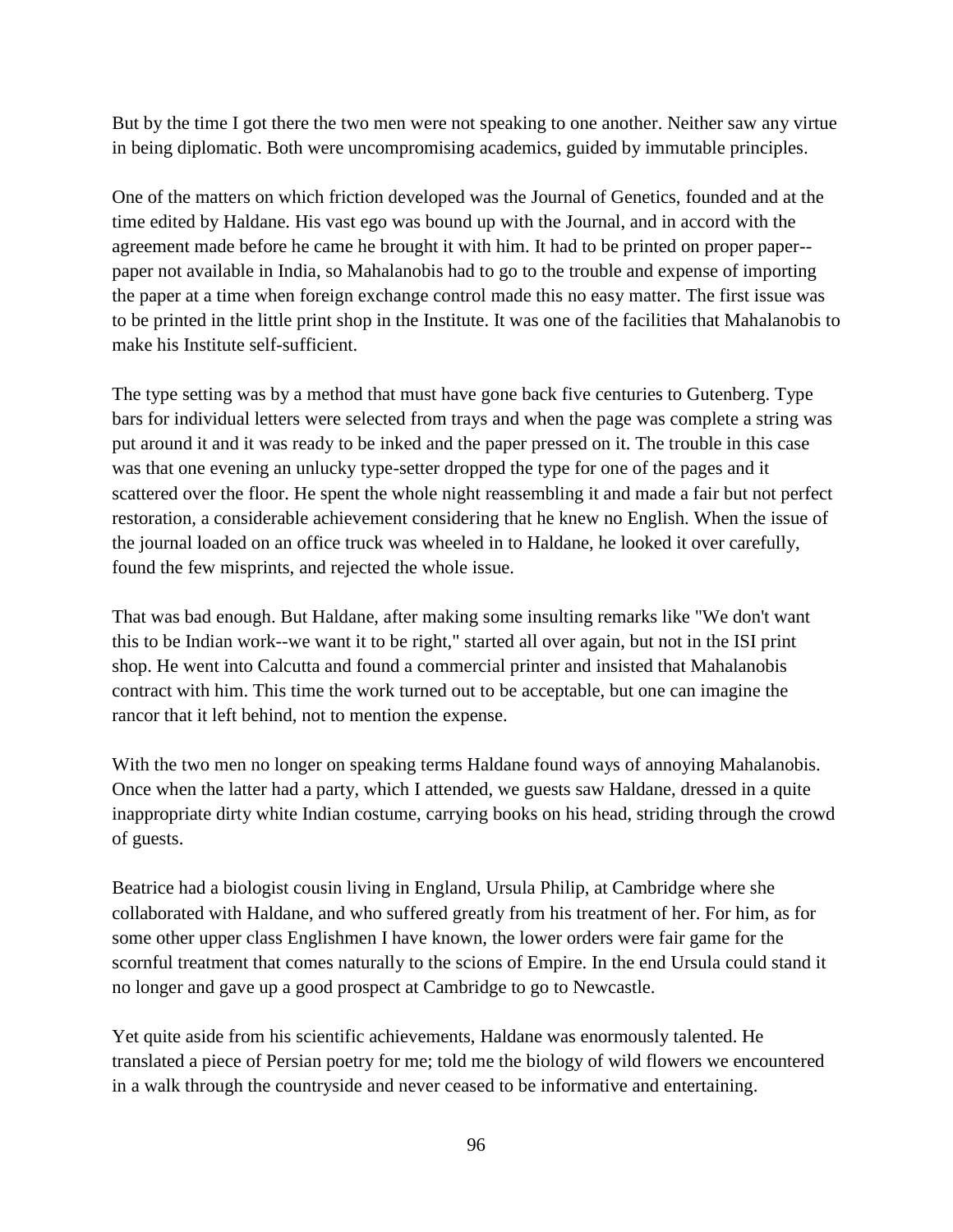But by the time I got there the two men were not speaking to one another. Neither saw any virtue in being diplomatic. Both were uncompromising academics, guided by immutable principles.

One of the matters on which friction developed was the Journal of Genetics, founded and at the time edited by Haldane. His vast ego was bound up with the Journal, and in accord with the agreement made before he came he brought it with him. It had to be printed on proper paper--paper not available in India, so Mahalanobis had to go to the trouble and expense of importing the paper at a time when foreign exchange control made this no easy matter. The first issue was to be printed in the little print shop in the Institute. It was one of the facilities that Mahalanobis to make his Institute self-sufficient.

The type setting was by a method that must have gone back five centuries to Gutenberg. Type bars for individual letters were selected from trays and when the page was complete a string was put around it and it was ready to be inked and the paper pressed on it. The trouble in this case was that one evening an unlucky type-setter dropped the type for one of the pages and it scattered over the floor. He spent the whole night reassembling it and made a fair but not perfect restoration, a considerable achievement considering that he knew no English. When the issue of the journal loaded on an office truck was wheeled in to Haldane, he looked it over carefully, found the few misprints, and rejected the whole issue.

That was bad enough. But Haldane, after making some insulting remarks like "We don't want this to be Indian work--we want it to be right," started all over again, but not in the ISI print shop. He went into Calcutta and found a commercial printer and insisted that Mahalanobis contract with him. This time the work turned out to be acceptable, but one can imagine the rancor that it left behind, not to mention the expense.

With the two men no longer on speaking terms Haldane found ways of annoying Mahalanobis. Once when the latter had a party, which I attended, we guests saw Haldane, dressed in a quite inappropriate dirty white Indian costume, carrying books on his head, striding through the crowd of guests.

Beatrice had a biologist cousin living in England, Ursula Philip, at Cambridge where she collaborated with Haldane, and who suffered greatly from his treatment of her. For him, as for some other upper class Englishmen I have known, the lower orders were fair game for the scornful treatment that comes naturally to the scions of Empire. In the end Ursula could stand it no longer and gave up a good prospect at Cambridge to go to Newcastle.

Yet quite aside from his scientific achievements, Haldane was enormously talented. He translated a piece of Persian poetry for me; told me the biology of wild flowers we encountered in a walk through the countryside and never ceased to be informative and entertaining.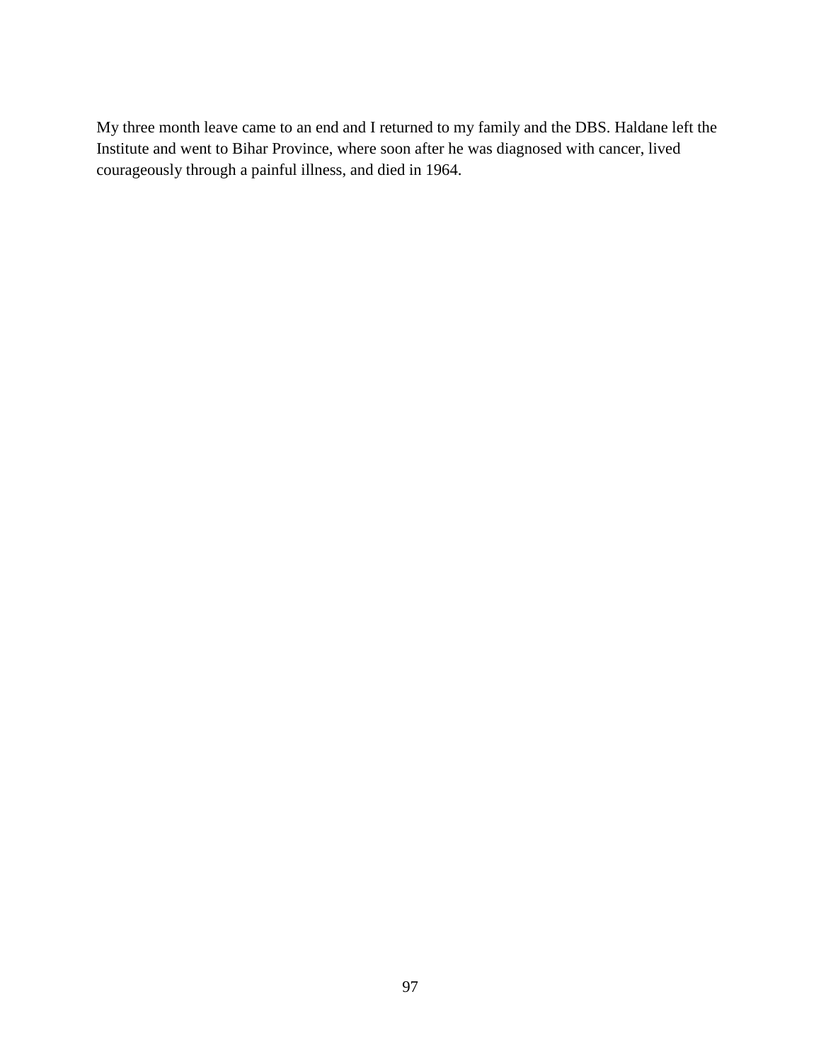My three month leave came to an end and I returned to my family and the DBS. Haldane left the Institute and went to Bihar Province, where soon after he was diagnosed with cancer, lived courageously through a painful illness, and died in 1964.